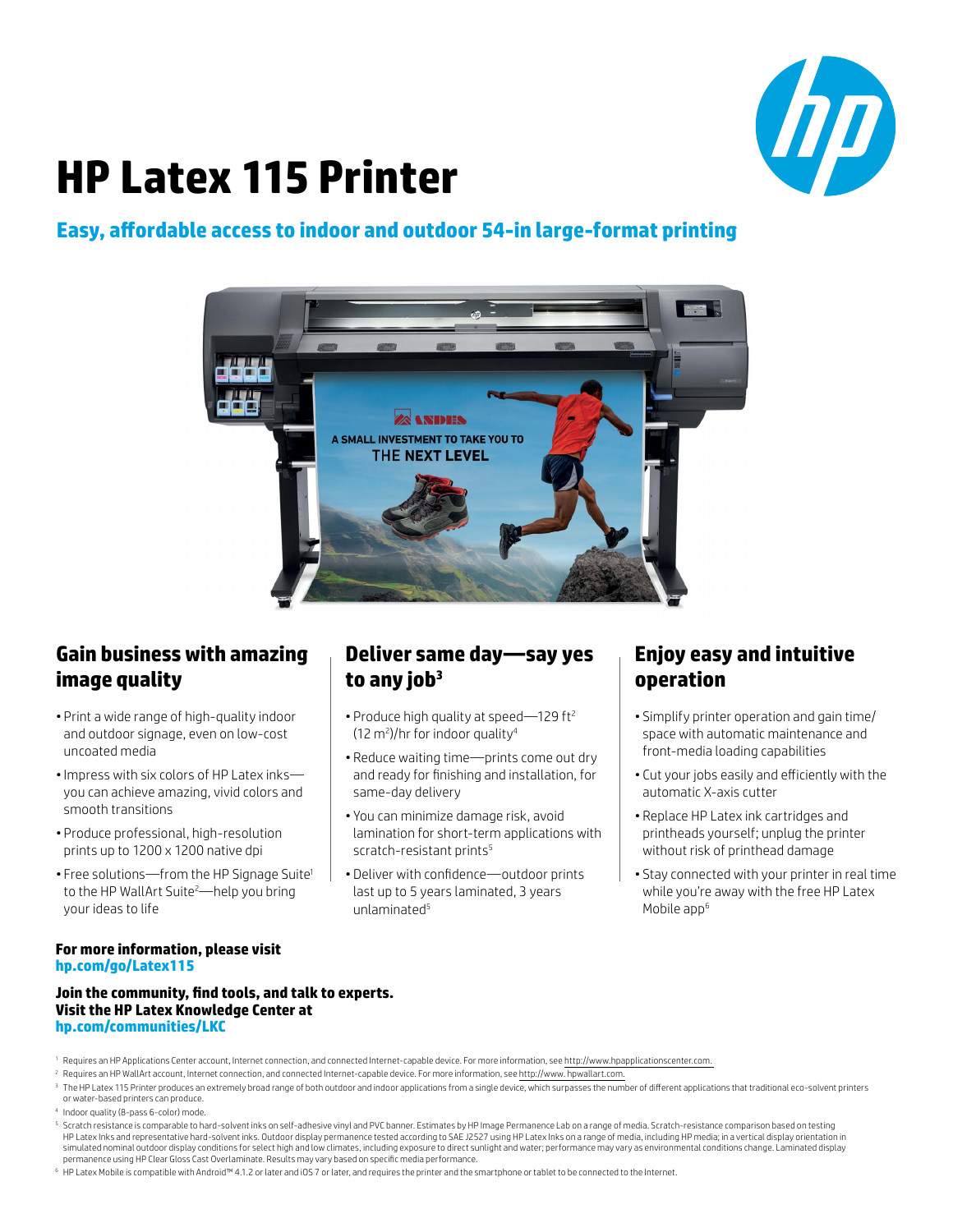# HP Latex 115 Printer

## Easy, affordable access to indoor and outdoor 54-in large-format printing

## Gain business with amazing image quality

- Print a wide range of high-quality indoor and outdoor signage, even on low-cost uncoated media
- Impress with six colors of HP Latex inks—you can achieve amazing, vivid colors and smooth transitions
- Produce professional, high-resolution prints up to 1200 x 1200 native dpi
- Free solutions—from the HP Signage Suite[1] to the HP WallArt Suite[2]—help you bring your ideas to life

## Deliver same day—say yes to any job[3]

- Produce high quality at speed—129 ft$^2$ (12 m$^2$)/hr for indoor quality[4]
- Reduce waiting time—prints come out dry and ready for finishing and installation, for same-day delivery
- You can minimize damage risk, avoid lamination for short-term applications with scratch-resistant prints[5]
- Deliver with confidence—outdoor prints last up to 5 years laminated, 3 years unlaminated[5]

## Enjoy easy and intuitive operation

- Simplify printer operation and gain time/space with automatic maintenance and front-media loading capabilities
- Cut your jobs easily and efficiently with the automatic X-axis cutter
- Replace HP Latex ink cartridges and printheads yourself; unplug the printer without risk of printhead damage
- Stay connected with your printer in real time while you're away with the free HP Latex Mobile app[6]

**For more information, please visit**
**hp.com/go/Latex115**

**Join the community, find tools, and talk to experts. Visit the HP Latex Knowledge Center at**
**hp.com/communities/LKC**

1 Requires an HP Applications Center account, Internet connection, and connected Internet-capable device. For more information, see http://www.hpapplicationscenter.com.

2 Requires an HP WallArt account, Internet connection, and connected Internet-capable device. For more information, see http://www. hpwallart.com.

3 The HP Latex 115 Printer produces an extremely broad range of both outdoor and indoor applications from a single device, which surpasses the number of different applications that traditional eco-solvent printers or water-based printers can produce.

4 Indoor quality (8-pass 6-color) mode.

5 Scratch resistance is comparable to hard-solvent inks on self-adhesive vinyl and PVC banner. Estimates by HP Image Permanence Lab on a range of media. Scratch-resistance comparison based on testing HP Latex Inks and representative hard-solvent inks. Outdoor display permanence tested according to SAE J2527 using HP Latex Inks on a range of media, including HP media; in a vertical display orientation in simulated nominal outdoor display conditions for select high and low climates, including exposure to direct sunlight and water; performance may vary as environmental conditions change. Laminated display permanence using HP Clear Gloss Cast Overlaminate. Results may vary based on specific media performance.

6 HP Latex Mobile is compatible with Android™ 4.1.2 or later and iOS 7 or later, and requires the printer and the smartphone or tablet to be connected to the Internet.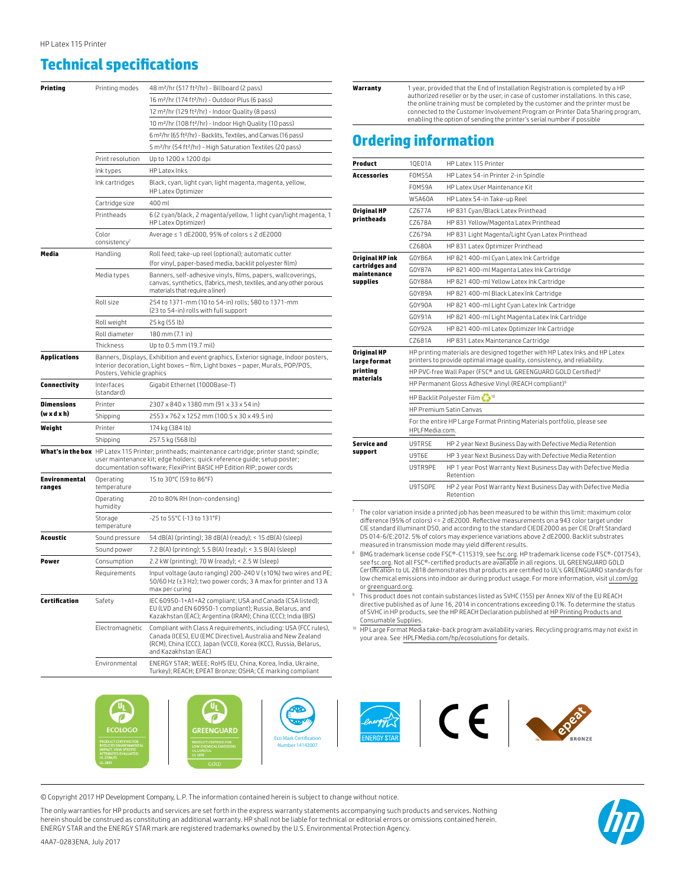# Technical specifications

| | | |
|---|---|---|
| **Printing** | Printing modes | 48 m²/hr (517 ft²/hr) - Billboard (2 pass) |
| | | 16 m²/hr (174 ft²/hr) - Outdoor Plus (6 pass) |
| | | 12 m²/hr (129 ft²/hr) - Indoor Quality (8 pass) |
| | | 10 m²/hr (108 ft²/hr) - Indoor High Quality (10 pass) |
| | | 6 m²/hr (65 ft²/hr) - Backlits, Textiles, and Canvas (16 pass) |
| | | 5 m²/hr (54 ft²/hr) - High Saturation Textiles (20 pass) |
| | Print resolution | Up to 1200 x 1200 dpi |
| | Ink types | HP Latex Inks |
| | Ink cartridges | Black, cyan, light cyan, light magenta, magenta, yellow, HP Latex Optimizer |
| | Cartridge size | 400 ml |
| | Printheads | 6 (2 cyan/black, 2 magenta/yellow, 1 light cyan/light magenta, 1 HP Latex Optimizer) |
| | Color consistency[7] | Average ≤ 1 dE2000, 95% of colors ≤ 2 dE2000 |
| **Media** | Handling | Roll feed; take-up reel (optional); automatic cutter (for vinyl, paper-based media, backlit polyester film) |
| | Media types | Banners, self-adhesive vinyls, films, papers, wallcoverings, canvas, synthetics, (fabrics, mesh, textiles, and any other porous materials that require a liner) |
| | Roll size | 254 to 1371-mm (10 to 54-in) rolls; 580 to 1371-mm (23 to 54-in) rolls with full support |
| | Roll weight | 25 kg (55 lb) |
| | Roll diameter | 180 mm (7.1 in) |
| | Thickness | Up to 0.5 mm (19.7 mil) |
| **Applications** | Banners, Displays, Exhibition and event graphics, Exterior signage, Indoor posters, Interior decoration, Light boxes – film, Light boxes – paper, Murals, POP/POS, Posters, Vehicle graphics | |
| **Connectivity** | Interfaces (standard) | Gigabit Ethernet (1000Base-T) |
| **Dimensions (w x d x h)** | Printer | 2307 x 840 x 1380 mm (91 x 33 x 54 in) |
| | Shipping | 2553 x 762 x 1252 mm (100.5 x 30 x 49.5 in) |
| **Weight** | Printer | 174 kg (384 lb) |
| | Shipping | 257.5 kg (568 lb) |
| **What's in the box** | HP Latex 115 Printer; printheads; maintenance cartridge; printer stand; spindle; user maintenance kit; edge holders; quick reference guide; setup poster; documentation software; FlexiPrint BASIC HP Edition RIP; power cords | |
| **Environmental ranges** | Operating temperature | 15 to 30°C (59 to 86°F) |
| | Operating humidity | 20 to 80% RH (non-condensing) |
| | Storage temperature | -25 to 55°C (-13 to 131°F) |
| **Acoustic** | Sound pressure | 54 dB(A) (printing); 38 dB(A) (ready); < 15 dB(A) (sleep) |
| | Sound power | 7.2 B(A) (printing); 5.5 B(A) (ready); < 3.5 B(A) (sleep) |
| **Power** | Consumption | 2.2 kW (printing); 70 W (ready); < 2.5 W (sleep) |
| | Requirements | Input voltage (auto ranging) 200–240 V (±10%) two wires and PE; 50/60 Hz (±3 Hz); two power cords; 3 A max for printer and 13 A max per curing |
| **Certification** | Safety | IEC 60950-1+A1+A2 compliant; USA and Canada (CSA listed); EU (LVD and EN 60950-1 compliant); Russia, Belarus, and Kazakhstan (EAC); Argentina (IRAM); China (CCC); India (BIS) |
| | Electromagnetic | Compliant with Class A requirements, including: USA (FCC rules), Canada (ICES), EU (EMC Directive), Australia and New Zealand (RCM), China (CCC), Japan (VCCI), Korea (KCC), Russia, Belarus, and Kazakhstan (EAC) |
| | Environmental | ENERGY STAR; WEEE; RoHS (EU, China, Korea, India, Ukraine, Turkey); REACH; EPEAT Bronze; OSHA; CE marking compliant |

| | |
|---|---|
| **Warranty** | 1 year, provided that the End of Installation Registration is completed by a HP authorized reseller or by the user, in case of customer installations. In this case, the online training must be completed by the customer and the printer must be connected to the Customer Involvement Program or Printer Data Sharing program, enabling the option of sending the printer's serial number if possible |

# Ordering information

| | | |
|---|---|---|
| **Product** | 1QE01A | HP Latex 115 Printer |
| **Accessories** | F0M55A | HP Latex 54-in Printer 2-in Spindle |
| | F0M59A | HP Latex User Maintenance Kit |
| | W5A60A | HP Latex 54-in Take-up Reel |
| **Original HP printheads** | CZ677A | HP 831 Cyan/Black Latex Printhead |
| | CZ678A | HP 831 Yellow/Magenta Latex Printhead |
| | CZ679A | HP 831 Light Magenta/Light Cyan Latex Printhead |
| | CZ680A | HP 831 Latex Optimizer Printhead |
| **Original HP ink cartridges and maintenance supplies** | G0Y86A | HP 821 400-ml Cyan Latex Ink Cartridge |
| | G0Y87A | HP 821 400-ml Magenta Latex Ink Cartridge |
| | G0Y88A | HP 821 400-ml Yellow Latex Ink Cartridge |
| | G0Y89A | HP 821 400-ml Black Latex Ink Cartridge |
| | G0Y90A | HP 821 400-ml Light Cyan Latex Ink Cartridge |
| | G0Y91A | HP 821 400-ml Light Magenta Latex Ink Cartridge |
| | G0Y92A | HP 821 400-ml Latex Optimizer Ink Cartridge |
| | CZ681A | HP 831 Latex Maintenance Cartridge |
| **Original HP large format printing materials** | HP printing materials are designed together with HP Latex Inks and HP Latex printers to provide optimal image quality, consistency, and reliability. | |
| | HP PVC-free Wall Paper (FSC® and UL GREENGUARD GOLD Certified)[8] | |
| | HP Permanent Gloss Adhesive Vinyl (REACH compliant)[9] | |
| | HP Backlit Polyester Film[10] | |
| | HP Premium Satin Canvas | |
| | For the entire HP Large Format Printing Materials portfolio, please see HPLFMedia.com. | |
| **Service and support** | U9TR5E | HP 2 year Next Business Day with Defective Media Retention |
| | U9T6E | HP 3 year Next Business Day with Defective Media Retention |
| | U9TR9PE | HP 1 year Post Warranty Next Business Day with Defective Media Retention |
| | U9TS0PE | HP 2 year Post Warranty Next Business Day with Defective Media Retention |

[7] The color variation inside a printed job has been measured to be within this limit: maximum color difference (95% of colors) <= 2 dE2000. Reflective measurements on a 943 color target under CIE standard illuminant D50, and according to the standard CIEDE2000 as per CIE Draft Standard DS 014-6/E:2012. 5% of colors may experience variations above 2 dE2000. Backlit substrates measured in transmission mode may yield different results.

[8] BMG trademark license code FSC®-C115319, see fsc.org. HP trademark license code FSC®-C017543, see fsc.org. Not all FSC®-certified products are available in all regions. UL GREENGUARD GOLD Certification to UL 2818 demonstrates that products are certified to UL's GREENGUARD standards for low chemical emissions into indoor air during product usage. For more information, visit ul.com/gg or greenguard.org.

[9] This product does not contain substances listed as SVHC (155) per Annex XIV of the EU REACH directive published as of June 16, 2014 in concentrations exceeding 0.1%. To determine the status of SVHC in HP products, see the HP REACH Declaration published at HP Printing Products and Consumable Supplies.

[10] HP Large Format Media take-back program availability varies. Recycling programs may not exist in your area. See HPLFMedia.com/hp/ecosolutions for details.

Eco Mark Certification Number 14142007

© Copyright 2017 HP Development Company, L.P. The information contained herein is subject to change without notice.

The only warranties for HP products and services are set forth in the express warranty statements accompanying such products and services. Nothing herein should be construed as constituting an additional warranty. HP shall not be liable for technical or editorial errors or omissions contained herein. ENERGY STAR and the ENERGY STAR mark are registered trademarks owned by the U.S. Environmental Protection Agency.

4AA7-0283ENA, July 2017